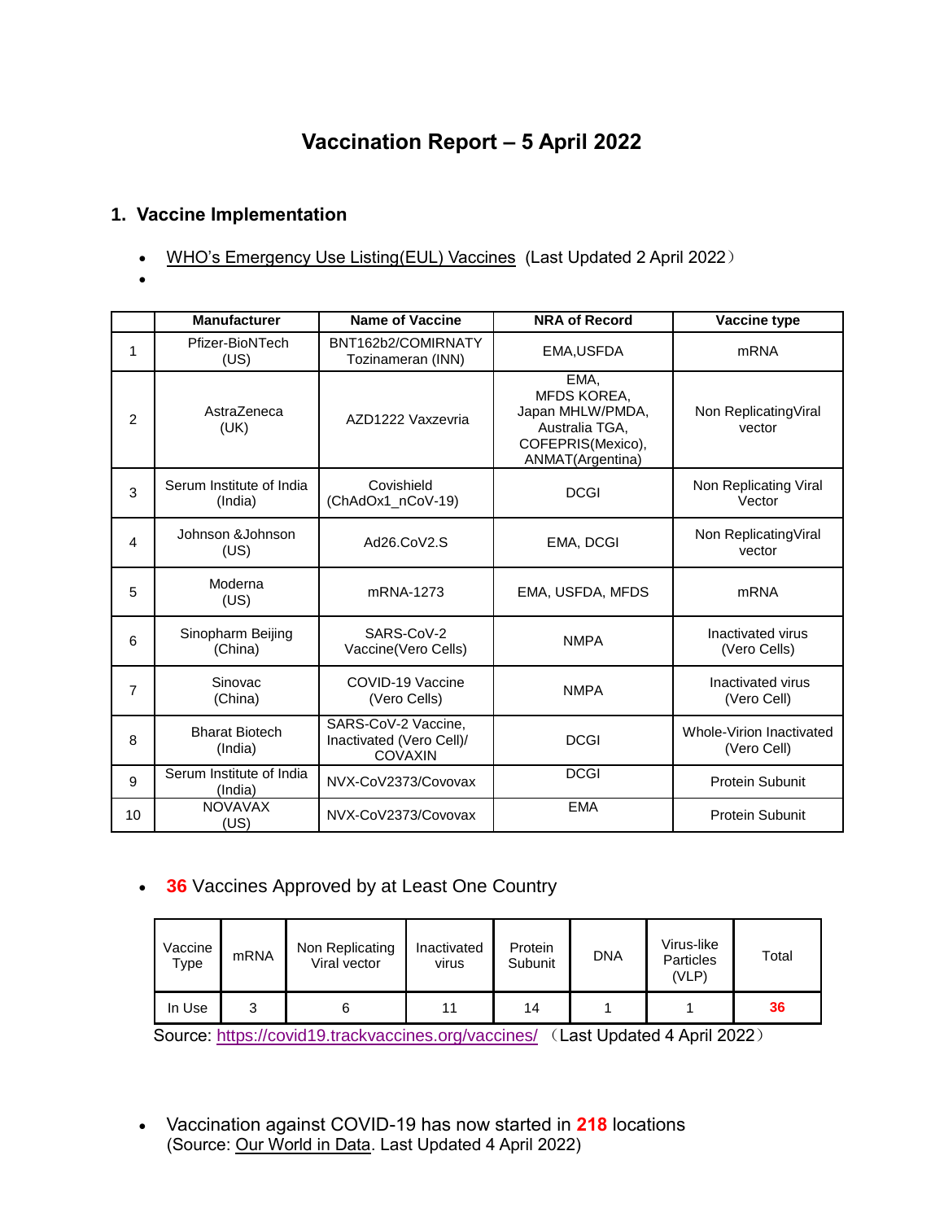# Vaccination Report – 5 April 2022

## 1. Vaccine Implementation

- WHO's Emergency Use Listing(EUL) Vaccines (Last Updated 2 April 2022）
-

| | Manufacturer | Name of Vaccine | NRA of Record | Vaccine type |
|---|---|---|---|---|
| 1 | Pfizer-BioNTech (US) | BNT162b2/COMIRNATY Tozinameran (INN) | EMA,USFDA | mRNA |
| 2 | AstraZeneca (UK) | AZD1222 Vaxzevria | EMA, MFDS KOREA, Japan MHLW/PMDA, Australia TGA, COFEPRIS(Mexico), ANMAT(Argentina) | Non ReplicatingViral vector |
| 3 | Serum Institute of India (India) | Covishield (ChAdOx1_nCoV-19) | DCGI | Non Replicating Viral Vector |
| 4 | Johnson &Johnson (US) | Ad26.CoV2.S | EMA, DCGI | Non ReplicatingViral vector |
| 5 | Moderna (US) | mRNA-1273 | EMA, USFDA, MFDS | mRNA |
| 6 | Sinopharm Beijing (China) | SARS-CoV-2 Vaccine(Vero Cells) | NMPA | Inactivated virus (Vero Cells) |
| 7 | Sinovac (China) | COVID-19 Vaccine (Vero Cells) | NMPA | Inactivated virus (Vero Cell) |
| 8 | Bharat Biotech (India) | SARS-CoV-2 Vaccine, Inactivated (Vero Cell)/ COVAXIN | DCGI | Whole-Virion Inactivated (Vero Cell) |
| 9 | Serum Institute of India (India) | NVX-CoV2373/Covovax | DCGI | Protein Subunit |
| 10 | NOVAVAX (US) | NVX-CoV2373/Covovax | EMA | Protein Subunit |

- **36** Vaccines Approved by at Least One Country

| Vaccine Type | mRNA | Non Replicating Viral vector | Inactivated virus | Protein Subunit | DNA | Virus-like Particles (VLP) | Total |
|---|---|---|---|---|---|---|---|
| In Use | 3 | 6 | 11 | 14 | 1 | 1 | **36** |

Source: https://covid19.trackvaccines.org/vaccines/ （Last Updated 4 April 2022）

- Vaccination against COVID-19 has now started in **218** locations (Source: Our World in Data. Last Updated 4 April 2022)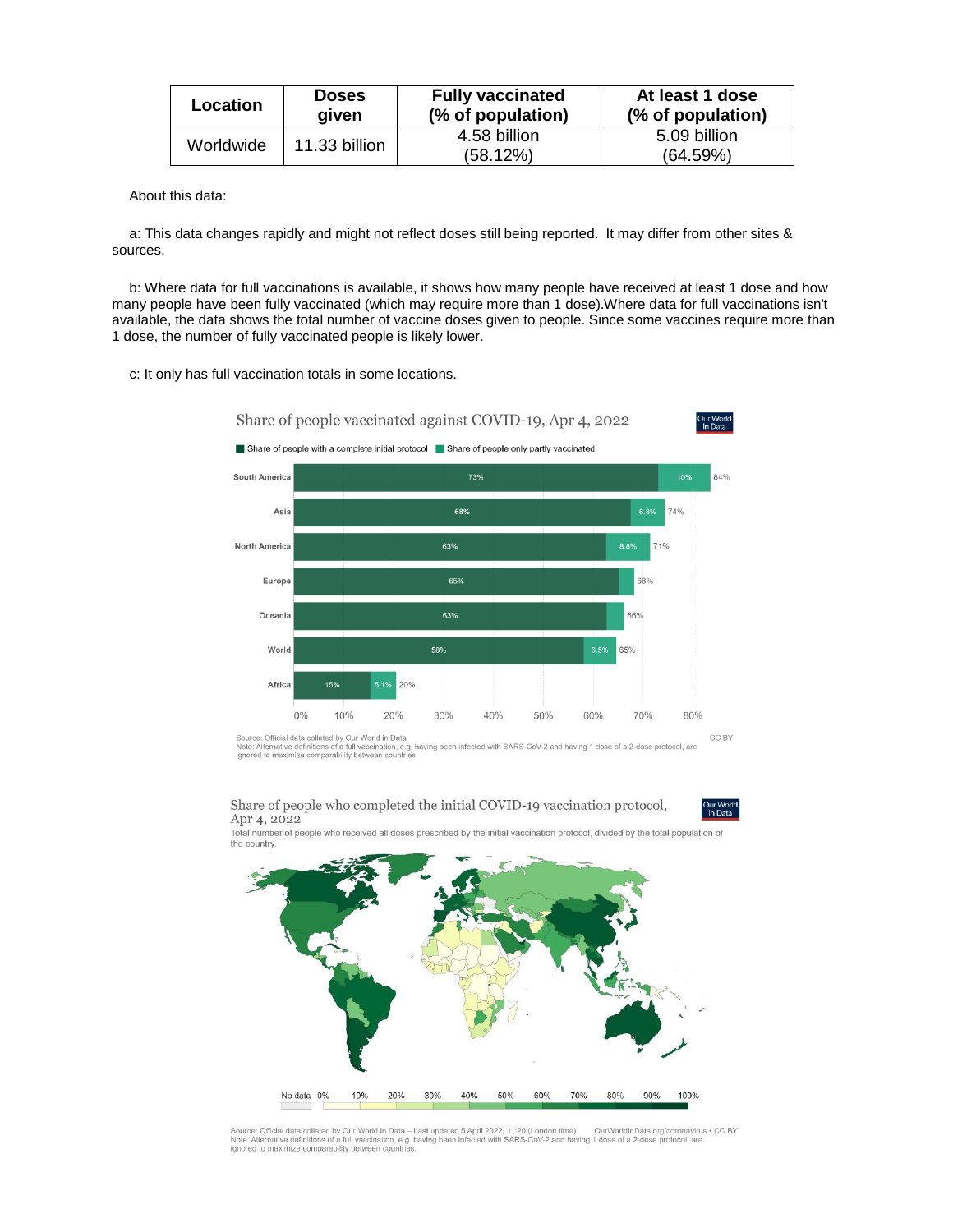| Location | Doses given | Fully vaccinated (% of population) | At least 1 dose (% of population) |
|---|---|---|---|
| Worldwide | 11.33 billion | 4.58 billion (58.12%) | 5.09 billion (64.59%) |

About this data:

a: This data changes rapidly and might not reflect doses still being reported. It may differ from other sites & sources.

b: Where data for full vaccinations is available, it shows how many people have received at least 1 dose and how many people have been fully vaccinated (which may require more than 1 dose).Where data for full vaccinations isn't available, the data shows the total number of vaccine doses given to people. Since some vaccines require more than 1 dose, the number of fully vaccinated people is likely lower.

c: It only has full vaccination totals in some locations.

Share of people vaccinated against COVID-19, Apr 4, 2022

| Region | Share of people with a complete initial protocol | Share of people only partly vaccinated | Total |
|---|---|---|---|
| South America | 73% | 10% | 84% |
| Asia | 68% | 6.8% | 74% |
| North America | 63% | 8.8% | 71% |
| Europe | 65% | | 68% |
| Oceania | 63% | | 66% |
| World | 58% | 6.5% | 65% |
| Africa | 15% | 5.1% | 20% |

Source: Official data collated by Our World in Data
Note: Alternative definitions of a full vaccination, e.g. having been infected with SARS-CoV-2 and having 1 dose of a 2-dose protocol, are ignored to maximize comparability between countries.
CC BY

Share of people who completed the initial COVID-19 vaccination protocol, Apr 4, 2022

Total number of people who received all doses prescribed by the initial vaccination protocol, divided by the total population of the country.

No data 0% 10% 20% 30% 40% 50% 60% 70% 80% 90% 100%

Source: Official data collated by Our World in Data – Last updated 5 April 2022, 11:20 (London time) OurWorldInData.org/coronavirus • CC BY
Note: Alternative definitions of a full vaccination, e.g. having been infected with SARS-CoV-2 and having 1 dose of a 2-dose protocol, are ignored to maximize comparability between countries.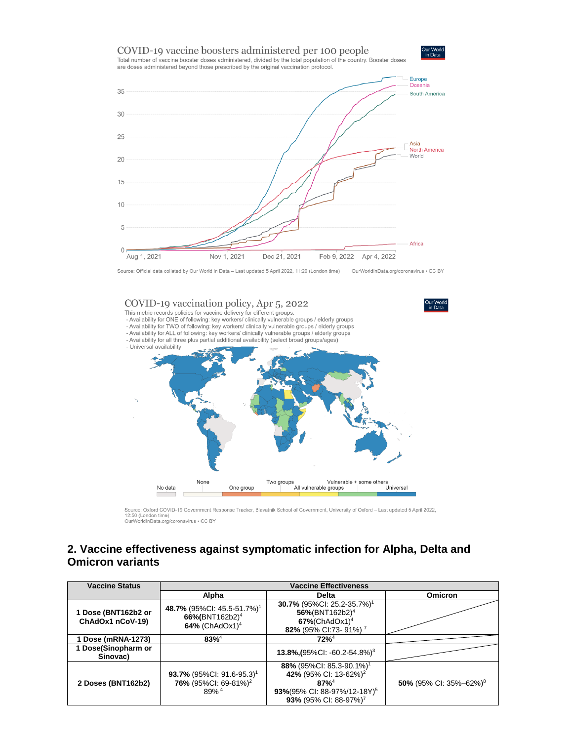COVID-19 vaccine boosters administered per 100 people

Total number of vaccine booster doses administered, divided by the total population of the country. Booster doses are doses administered beyond those prescribed by the original vaccination protocol.

Source: Official data collated by Our World in Data – Last updated 5 April 2022, 11:20 (London time) OurWorldInData.org/coronavirus • CC BY

COVID-19 vaccination policy, Apr 5, 2022

This metric records policies for vaccine delivery for different groups.
- Availability for ONE of following: key workers/ clinically vulnerable groups / elderly groups
- Availability for TWO of following: key workers/ clinically vulnerable groups / elderly groups
- Availability for ALL of following: key workers/ clinically vulnerable groups / elderly groups
- Availability for all three plus partial additional availability (select broad groups/ages)
- Universal availability

Source: Oxford COVID-19 Government Response Tracker, Blavatnik School of Government, University of Oxford – Last updated 5 April 2022, 12:50 (London time)
OurWorldInData.org/coronavirus • CC BY

## 2. Vaccine effectiveness against symptomatic infection for Alpha, Delta and Omicron variants

| Vaccine Status | Vaccine Effectiveness | | |
|---|---|---|---|
| | Alpha | Delta | Omicron |
| 1 Dose (BNT162b2 or ChAdOx1 nCoV-19) | **48.7%** (95%CI: 45.5-51.7%)[1] **66%**(BNT162b2)[4] **64%** (ChAdOx1)[4] | **30.7%** (95%CI: 25.2-35.7%)[1] **56%**(BNT162b2)[4] **67%**(ChAdOx1)[4] **82%** (95% CI:73- 91%) [7] | |
| 1 Dose (mRNA-1273) | **83%**[4] | **72%**[4] | |
| 1 Dose(Sinopharm or Sinovac) | | **13.8%**,(95%CI: -60.2-54.8%)[3] | |
| 2 Doses (BNT162b2) | **93.7%** (95%CI: 91.6-95.3)[1] **76%** (95% CI: 69-81%)[2] 89% [4] | **88%** (95% CI: 85.3-90.1%)[1] **42%** (95% CI: 13-62%)[2] **87%**[4] **93%**(95% CI: 88-97%/12-18Y)[5] **93%** (95% CI: 88-97%)[7] | **50%** (95% CI: 35%–62%)[8] |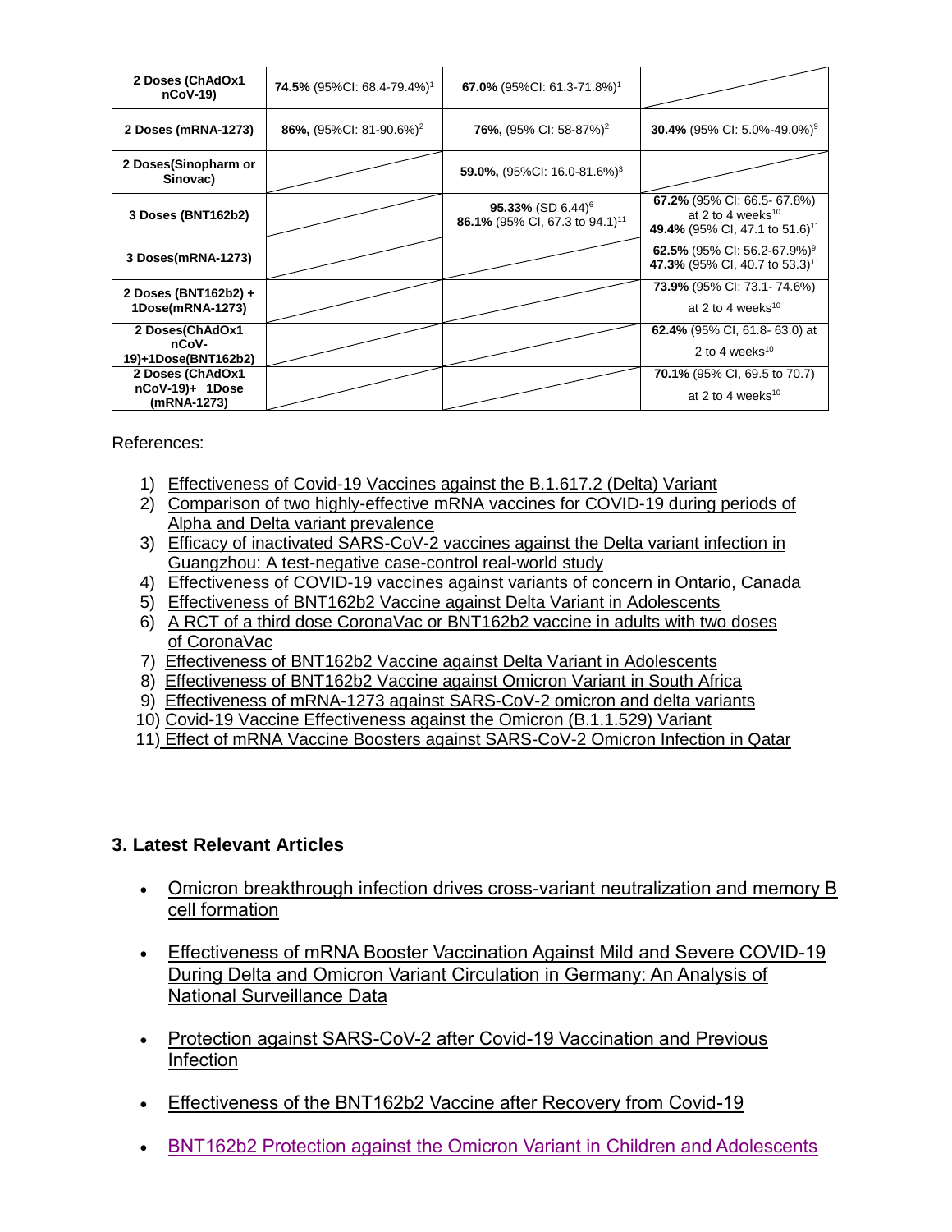| 2 Doses (ChAdOx1 nCoV-19) | **74.5%** (95%CI: 68.4-79.4%)[1] | **67.0%** (95%CI: 61.3-71.8%)[1] | |
|---|---|---|---|
| 2 Doses (mRNA-1273) | **86%,** (95%CI: 81-90.6%)[2] | **76%,** (95% CI: 58-87%)[2] | **30.4%** (95% CI: 5.0%-49.0%)[9] |
| 2 Doses(Sinopharm or Sinovac) | | **59.0%,** (95%CI: 16.0-81.6%)[3] | |
| 3 Doses (BNT162b2) | | **95.33%** (SD 6.44)[6] **86.1%** (95% CI, 67.3 to 94.1)[11] | **67.2%** (95% CI: 66.5- 67.8%) at 2 to 4 weeks[10] **49.4%** (95% CI, 47.1 to 51.6)[11] |
| 3 Doses(mRNA-1273) | | | **62.5%** (95% CI: 56.2-67.9%)[9] **47.3%** (95% CI, 40.7 to 53.3)[11] |
| 2 Doses (BNT162b2) + 1Dose(mRNA-1273) | | | **73.9%** (95% CI: 73.1- 74.6%) at 2 to 4 weeks[10] |
| 2 Doses(ChAdOx1 nCoV-19)+1Dose(BNT162b2) | | | **62.4%** (95% CI, 61.8- 63.0) at 2 to 4 weeks[10] |
| 2 Doses (ChAdOx1 nCoV-19)+ 1Dose (mRNA-1273) | | | **70.1%** (95% CI, 69.5 to 70.7) at 2 to 4 weeks[10] |

References:

1) Effectiveness of Covid-19 Vaccines against the B.1.617.2 (Delta) Variant
2) Comparison of two highly-effective mRNA vaccines for COVID-19 during periods of Alpha and Delta variant prevalence
3) Efficacy of inactivated SARS-CoV-2 vaccines against the Delta variant infection in Guangzhou: A test-negative case-control real-world study
4) Effectiveness of COVID-19 vaccines against variants of concern in Ontario, Canada
5) Effectiveness of BNT162b2 Vaccine against Delta Variant in Adolescents
6) A RCT of a third dose CoronaVac or BNT162b2 vaccine in adults with two doses of CoronaVac
7) Effectiveness of BNT162b2 Vaccine against Delta Variant in Adolescents
8) Effectiveness of BNT162b2 Vaccine against Omicron Variant in South Africa
9) Effectiveness of mRNA-1273 against SARS-CoV-2 omicron and delta variants
10) Covid-19 Vaccine Effectiveness against the Omicron (B.1.1.529) Variant
11) Effect of mRNA Vaccine Boosters against SARS-CoV-2 Omicron Infection in Qatar

### 3. Latest Relevant Articles

- Omicron breakthrough infection drives cross-variant neutralization and memory B cell formation
- Effectiveness of mRNA Booster Vaccination Against Mild and Severe COVID-19 During Delta and Omicron Variant Circulation in Germany: An Analysis of National Surveillance Data
- Protection against SARS-CoV-2 after Covid-19 Vaccination and Previous Infection
- Effectiveness of the BNT162b2 Vaccine after Recovery from Covid-19
- BNT162b2 Protection against the Omicron Variant in Children and Adolescents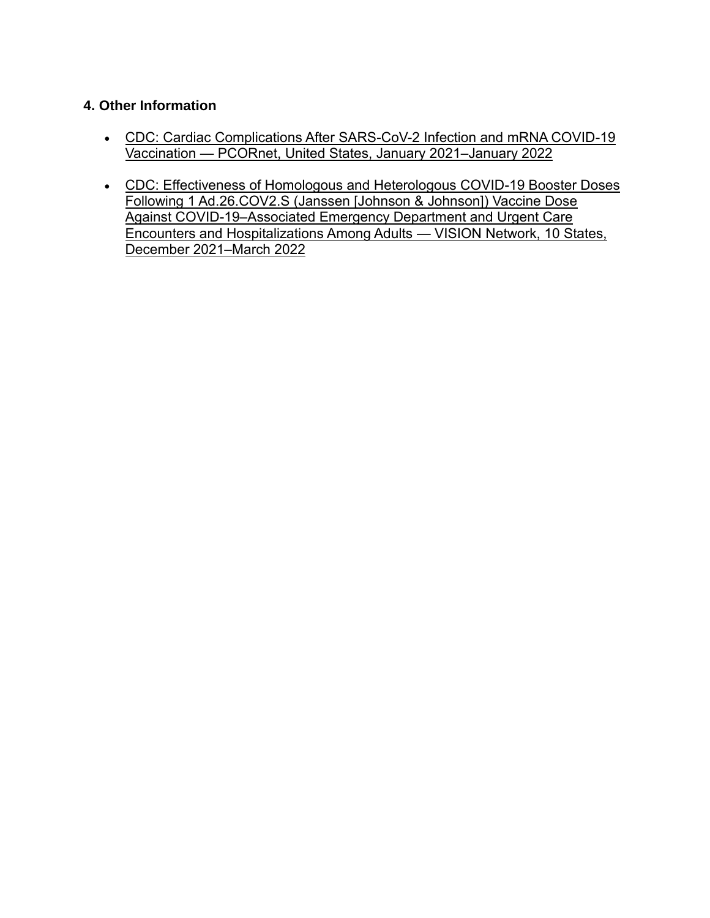### 4. Other Information

- CDC: Cardiac Complications After SARS-CoV-2 Infection and mRNA COVID-19 Vaccination — PCORnet, United States, January 2021–January 2022
- CDC: Effectiveness of Homologous and Heterologous COVID-19 Booster Doses Following 1 Ad.26.COV2.S (Janssen [Johnson & Johnson]) Vaccine Dose Against COVID-19–Associated Emergency Department and Urgent Care Encounters and Hospitalizations Among Adults — VISION Network, 10 States, December 2021–March 2022